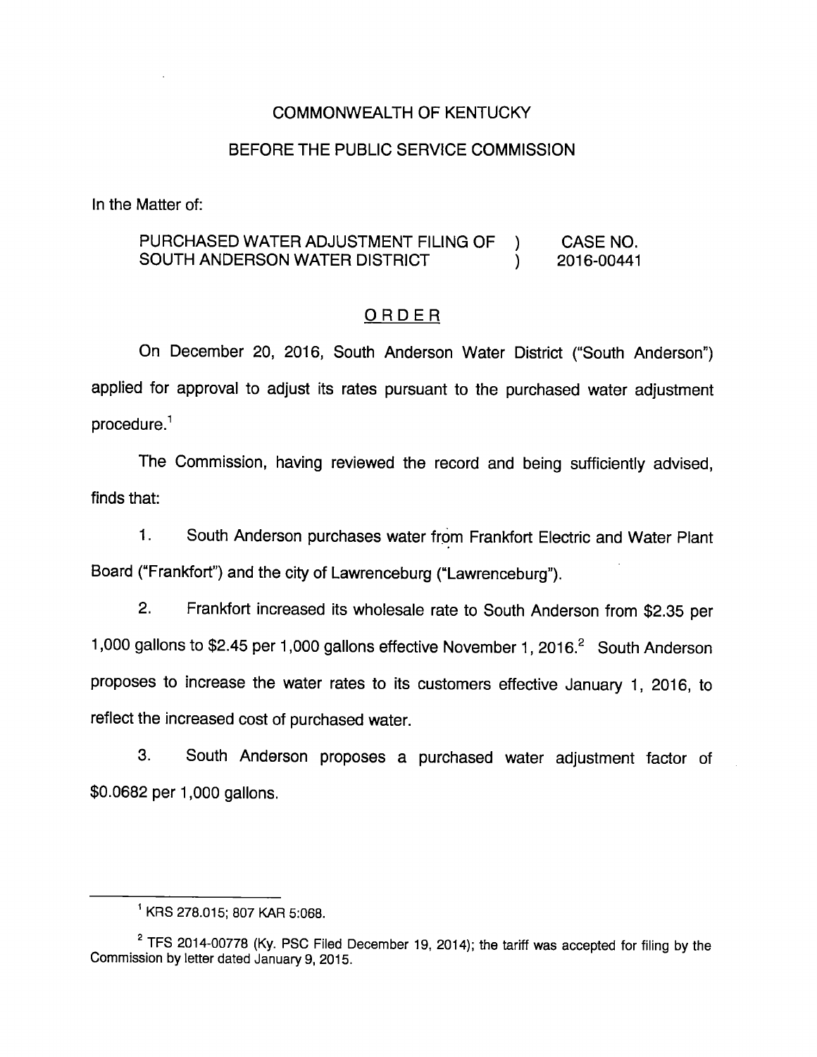COMMONWEALTH OF KENTUCKY

BEFORE THE PUBLIC SERVICE COMMISSION

In the Matter of:

PURCHASED WATER ADJUSTMENT FILING OF SOUTH ANDERSON WATER DISTRICT ) CASE NO. 2016-00441

## ORDER

On December 20, 2016, South Anderson Water District ("South Anderson") applied for approval to adjust its rates pursuant to the purchased water adjustment procedure.[1]

The Commission, having reviewed the record and being sufficiently advised, finds that:

1. South Anderson purchases water from Frankfort Electric and Water Plant Board ("Frankfort") and the city of Lawrenceburg ("Lawrenceburg").

2. Frankfort increased its wholesale rate to South Anderson from $2.35 per 1,000 gallons to $2.45 per 1,000 gallons effective November 1, 2016.[2] South Anderson proposes to increase the water rates to its customers effective January 1, 2016, to reflect the increased cost of purchased water.

3. South Anderson proposes a purchased water adjustment factor of $0.0682 per 1,000 gallons.

---

[1] KRS 278.015; 807 KAR 5:068.

[2] TFS 2014-00778 (Ky. PSC Filed December 19, 2014); the tariff was accepted for filing by the Commission by letter dated January 9, 2015.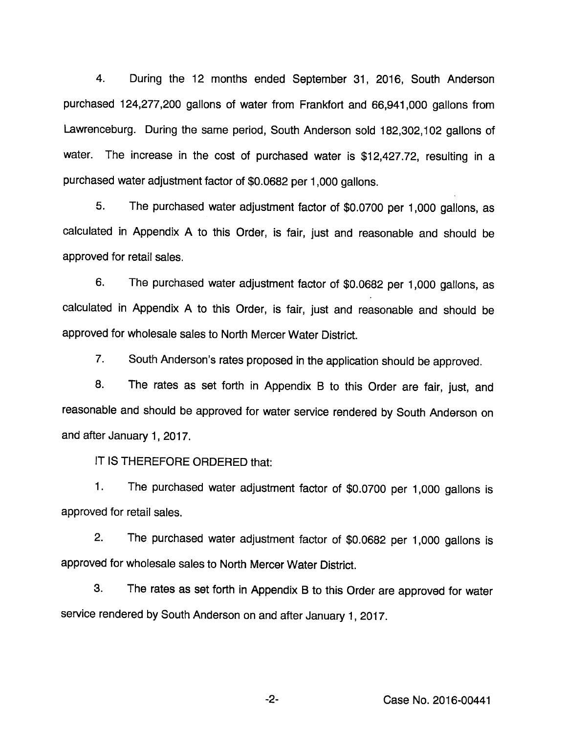4. During the 12 months ended September 31, 2016, South Anderson purchased 124,277,200 gallons of water from Frankfort and 66,941,000 gallons from Lawrenceburg. During the same period, South Anderson sold 182,302,102 gallons of water. The increase in the cost of purchased water is $12,427.72, resulting in a purchased water adjustment factor of $0.0682 per 1,000 gallons.

5. The purchased water adjustment factor of $0.0700 per 1,000 gallons, as calculated in Appendix A to this Order, is fair, just and reasonable and should be approved for retail sales.

6. The purchased water adjustment factor of $0.0682 per 1,000 gallons, as calculated in Appendix A to this Order, is fair, just and reasonable and should be approved for wholesale sales to North Mercer Water District.

7. South Anderson's rates proposed in the application should be approved.

8. The rates as set forth in Appendix B to this Order are fair, just, and reasonable and should be approved for water service rendered by South Anderson on and after January 1, 2017.

IT IS THEREFORE ORDERED that:

1. The purchased water adjustment factor of $0.0700 per 1,000 gallons is approved for retail sales.

2. The purchased water adjustment factor of $0.0682 per 1,000 gallons is approved for wholesale sales to North Mercer Water District.

3. The rates as set forth in Appendix B to this Order are approved for water service rendered by South Anderson on and after January 1, 2017.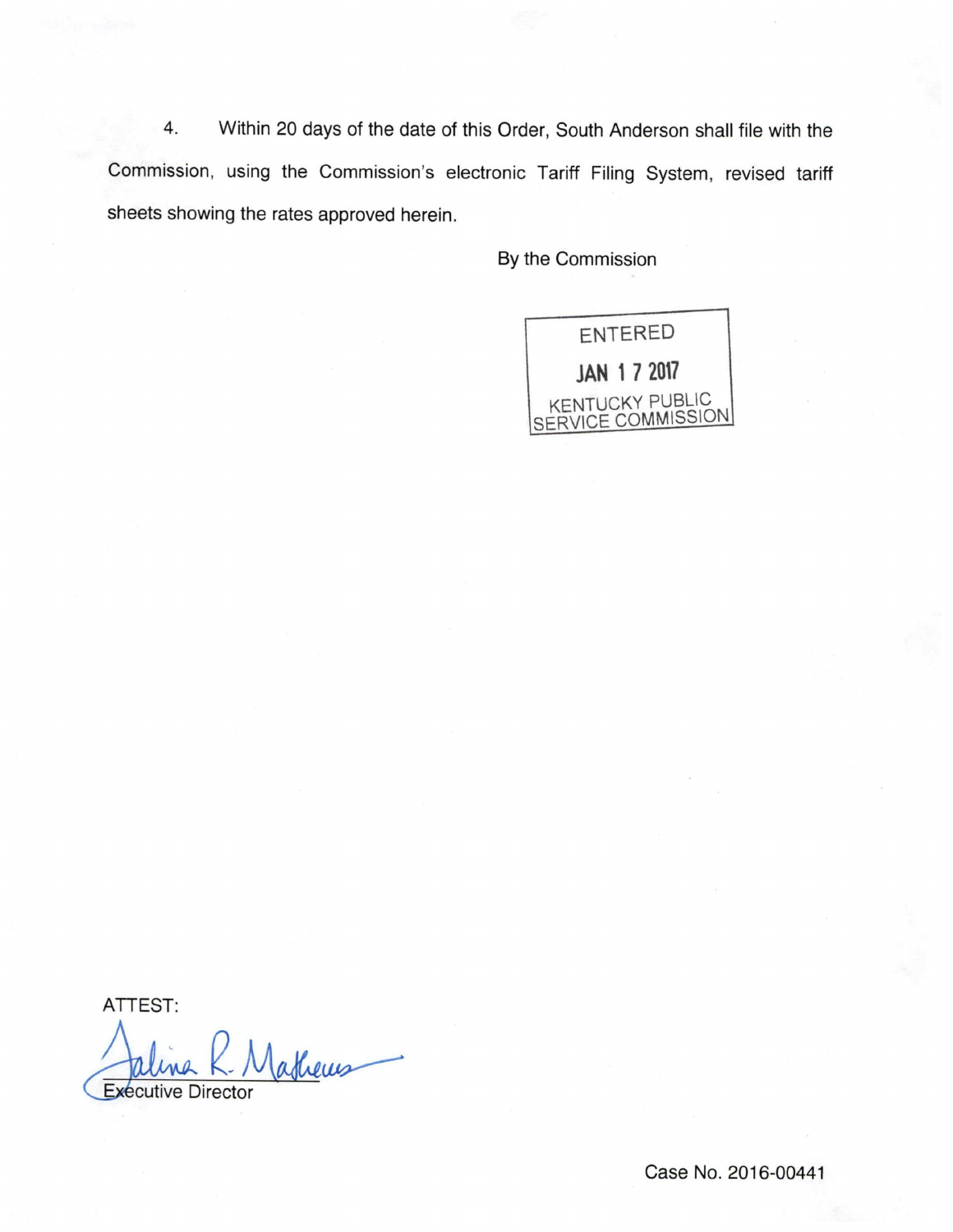4. Within 20 days of the date of this Order, South Anderson shall file with the Commission, using the Commission's electronic Tariff Filing System, revised tariff sheets showing the rates approved herein.

By the Commission

ENTERED

JAN 17 2017

KENTUCKY PUBLIC SERVICE COMMISSION

ATTEST:

Executive Director

Case No. 2016-00441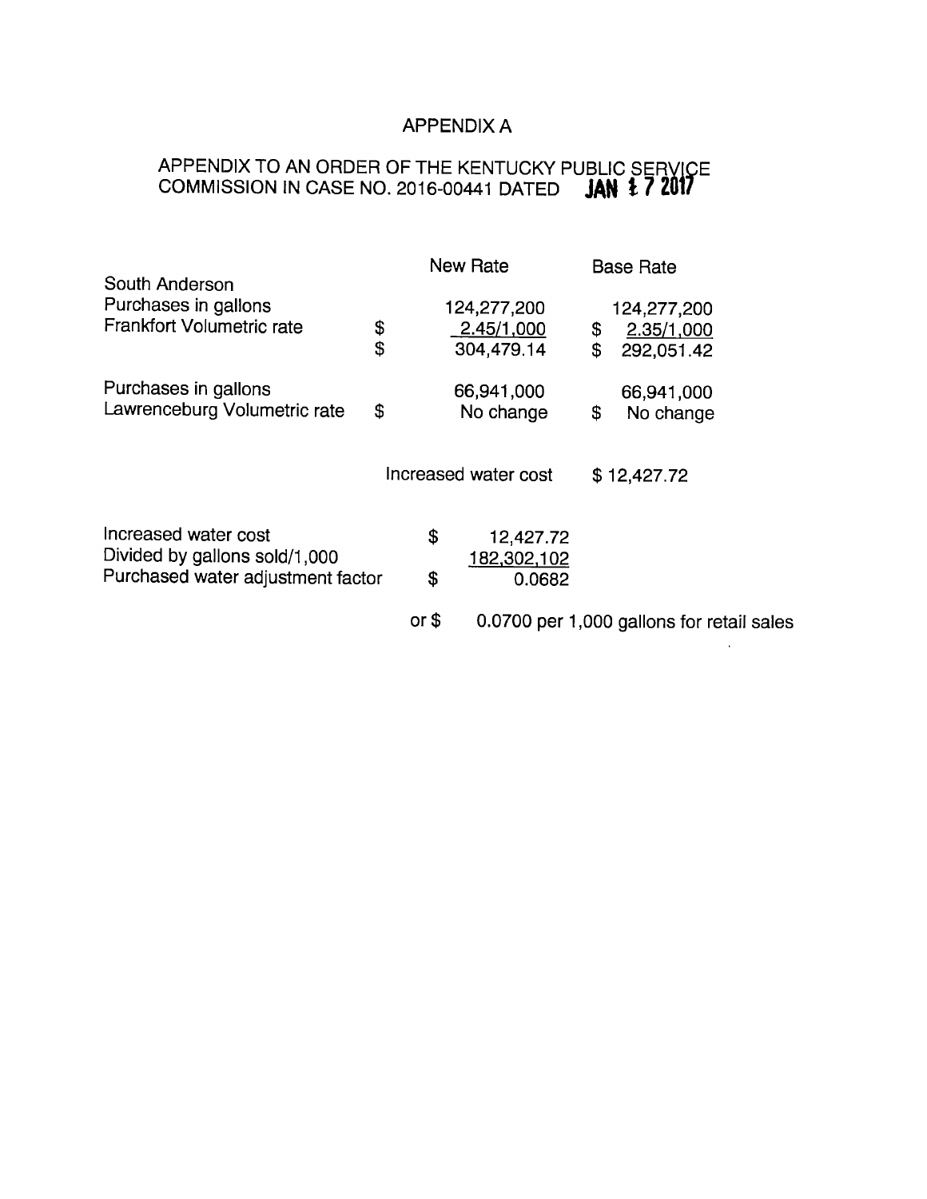# APPENDIX A

## APPENDIX TO AN ORDER OF THE KENTUCKY PUBLIC SERVICE COMMISSION IN CASE NO. 2016-00441 DATED JAN 1 7 2017

| | | New Rate | | Base Rate |
|---|---|---|---|---|
| South Anderson | | | | |
| Purchases in gallons | | 124,277,200 | | 124,277,200 |
| Frankfort Volumetric rate | $ | 2.45/1,000 | $ | 2.35/1,000 |
| | $ | 304,479.14 | $ | 292,051.42 |
| | | | | |
| Purchases in gallons | | 66,941,000 | | 66,941,000 |
| Lawrenceburg Volumetric rate | $ | No change | $ | No change |
| | | | | |
| | | Increased water cost | | $ 12,427.72 |

| | | |
|---|---|---|
| Increased water cost | $ | 12,427.72 |
| Divided by gallons sold/1,000 | | 182,302,102 |
| Purchased water adjustment factor | $ | 0.0682 |
| | or $ | 0.0700 per 1,000 gallons for retail sales |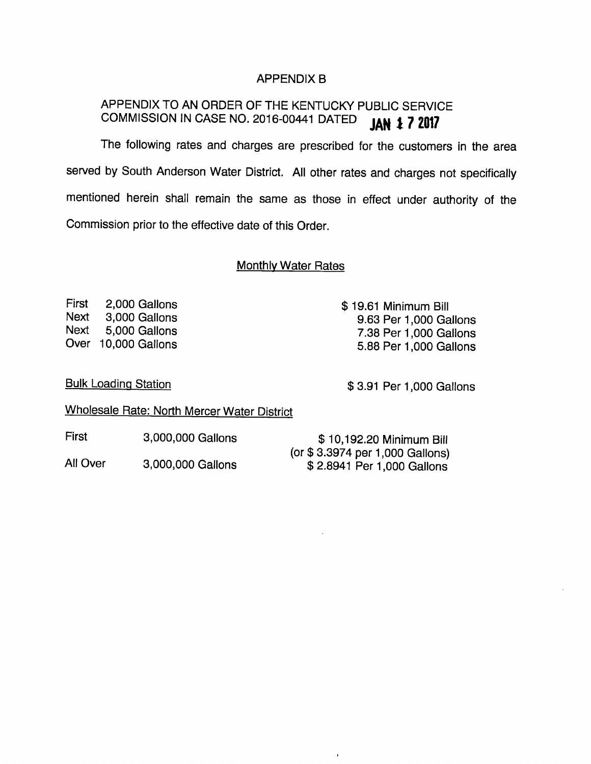# APPENDIX B

## APPENDIX TO AN ORDER OF THE KENTUCKY PUBLIC SERVICE COMMISSION IN CASE NO. 2016-00441 DATED JAN 17 2017

The following rates and charges are prescribed for the customers in the area served by South Anderson Water District. All other rates and charges not specifically mentioned herein shall remain the same as those in effect under authority of the Commission prior to the effective date of this Order.

### Monthly Water Rates

| | | |
|---|---|---|
| First | 2,000 Gallons | $ 19.61 Minimum Bill |
| Next | 3,000 Gallons | 9.63 Per 1,000 Gallons |
| Next | 5,000 Gallons | 7.38 Per 1,000 Gallons |
| Over | 10,000 Gallons | 5.88 Per 1,000 Gallons |

Bulk Loading Station — $ 3.91 Per 1,000 Gallons

Wholesale Rate: North Mercer Water District

| | | |
|---|---|---|
| First | 3,000,000 Gallons | $ 10,192.20 Minimum Bill (or $ 3.3974 per 1,000 Gallons) |
| All Over | 3,000,000 Gallons | $ 2.8941 Per 1,000 Gallons |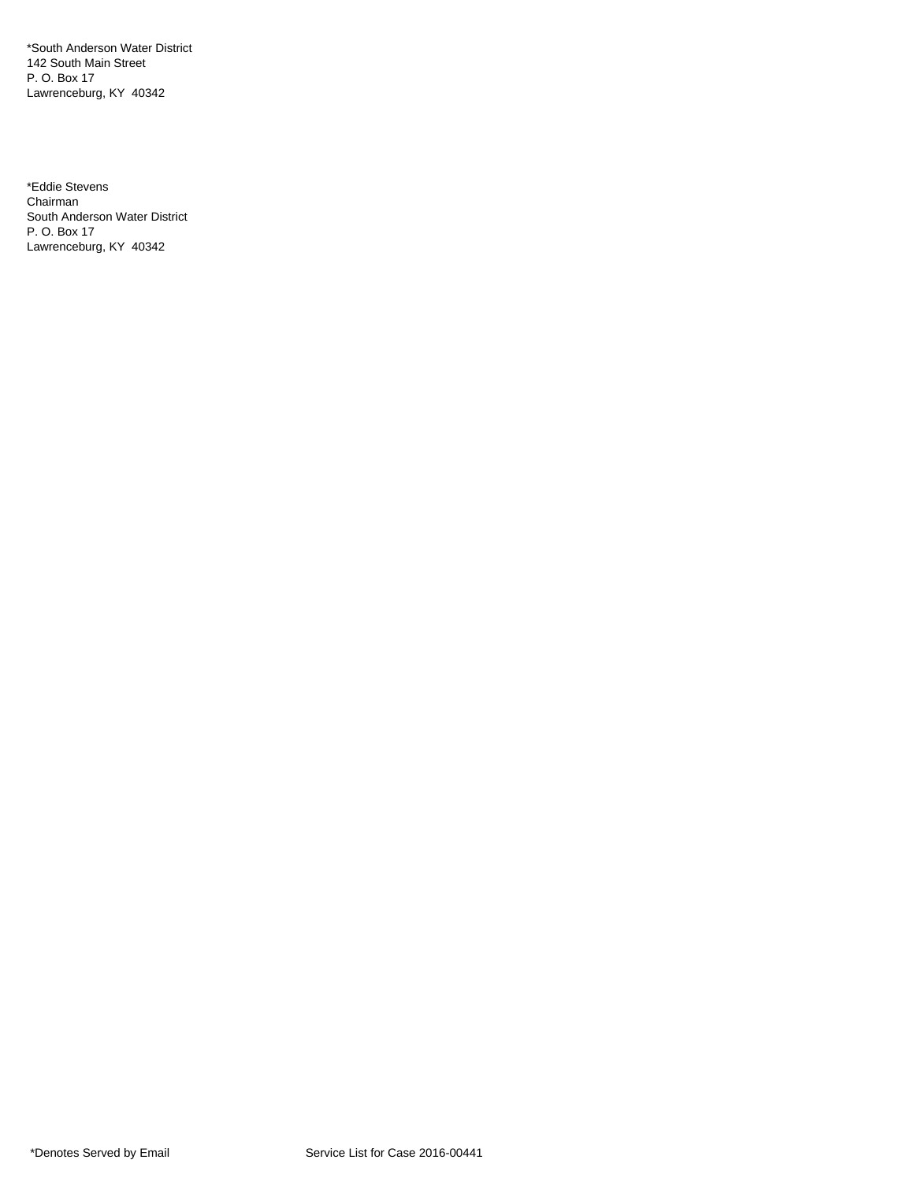*South Anderson Water District
142 South Main Street
P. O. Box 17
Lawrenceburg, KY  40342

*Eddie Stevens
Chairman
South Anderson Water District
P. O. Box 17
Lawrenceburg, KY  40342

*Denotes Served by Email

Service List for Case 2016-00441